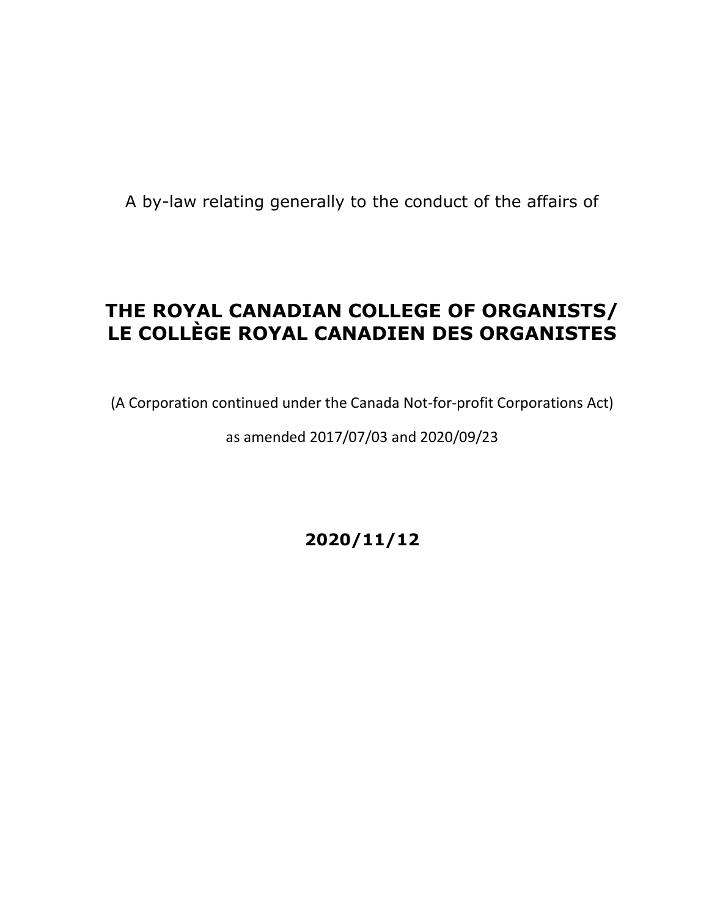A by-law relating generally to the conduct of the affairs of

# THE ROYAL CANADIAN COLLEGE OF ORGANISTS/ LE COLLÈGE ROYAL CANADIEN DES ORGANISTES

(A Corporation continued under the Canada Not-for-profit Corporations Act)

as amended 2017/07/03 and 2020/09/23

**2020/11/12**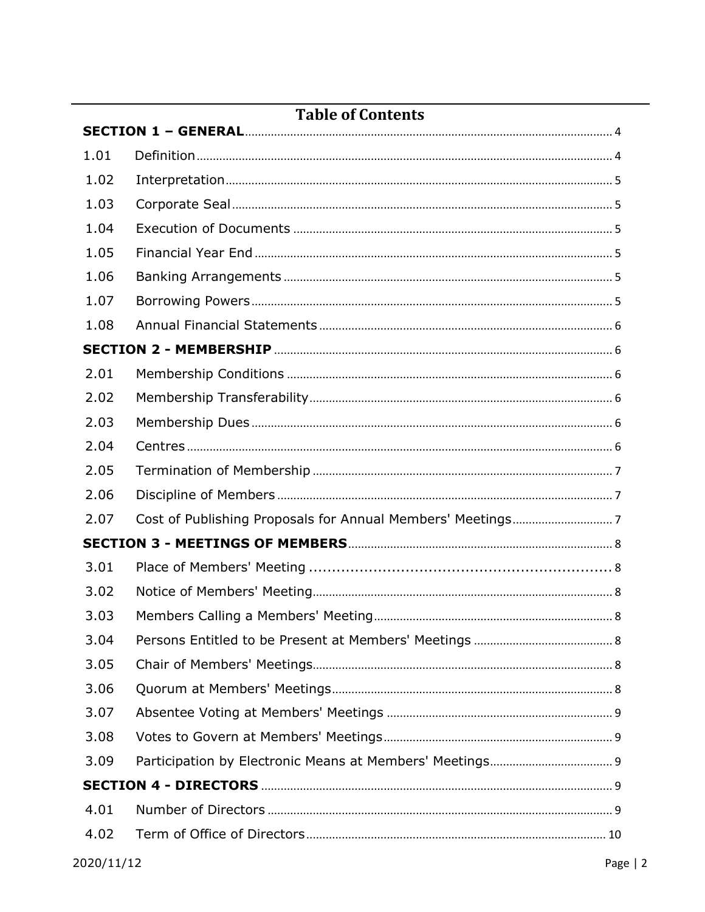# Table of Contents

**SECTION 1 – GENERAL** 4

1.01 Definition 4

1.02 Interpretation 5

1.03 Corporate Seal 5

1.04 Execution of Documents 5

1.05 Financial Year End 5

1.06 Banking Arrangements 5

1.07 Borrowing Powers 5

1.08 Annual Financial Statements 6

**SECTION 2 - MEMBERSHIP** 6

2.01 Membership Conditions 6

2.02 Membership Transferability 6

2.03 Membership Dues 6

2.04 Centres 6

2.05 Termination of Membership 7

2.06 Discipline of Members 7

2.07 Cost of Publishing Proposals for Annual Members' Meetings 7

**SECTION 3 - MEETINGS OF MEMBERS** 8

3.01 Place of Members' Meeting 8

3.02 Notice of Members' Meeting 8

3.03 Members Calling a Members' Meeting 8

3.04 Persons Entitled to be Present at Members' Meetings 8

3.05 Chair of Members' Meetings 8

3.06 Quorum at Members' Meetings 8

3.07 Absentee Voting at Members' Meetings 9

3.08 Votes to Govern at Members' Meetings 9

3.09 Participation by Electronic Means at Members' Meetings 9

**SECTION 4 - DIRECTORS** 9

4.01 Number of Directors 9

4.02 Term of Office of Directors 10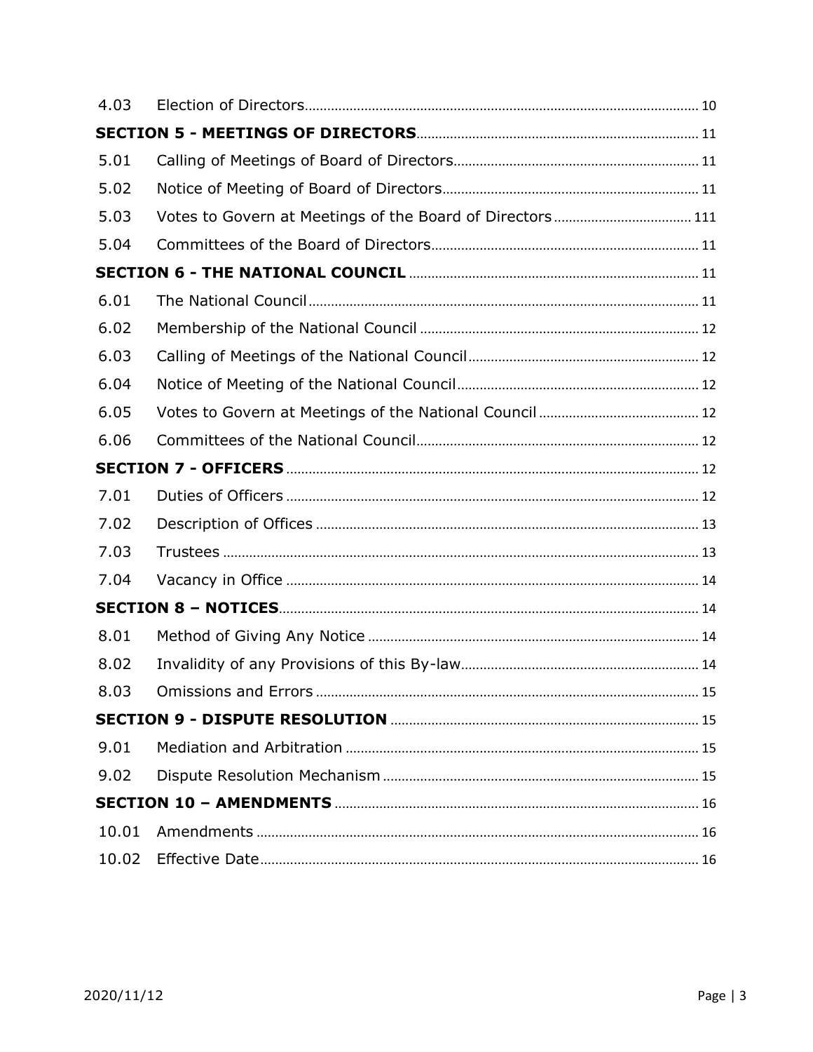| | | |
|---|---|---|
| 4.03 | Election of Directors | 10 |
| **SECTION 5 - MEETINGS OF DIRECTORS** | | 11 |
| 5.01 | Calling of Meetings of Board of Directors | 11 |
| 5.02 | Notice of Meeting of Board of Directors | 11 |
| 5.03 | Votes to Govern at Meetings of the Board of Directors | 111 |
| 5.04 | Committees of the Board of Directors | 11 |
| **SECTION 6 - THE NATIONAL COUNCIL** | | 11 |
| 6.01 | The National Council | 11 |
| 6.02 | Membership of the National Council | 12 |
| 6.03 | Calling of Meetings of the National Council | 12 |
| 6.04 | Notice of Meeting of the National Council | 12 |
| 6.05 | Votes to Govern at Meetings of the National Council | 12 |
| 6.06 | Committees of the National Council | 12 |
| **SECTION 7 - OFFICERS** | | 12 |
| 7.01 | Duties of Officers | 12 |
| 7.02 | Description of Offices | 13 |
| 7.03 | Trustees | 13 |
| 7.04 | Vacancy in Office | 14 |
| **SECTION 8 – NOTICES** | | 14 |
| 8.01 | Method of Giving Any Notice | 14 |
| 8.02 | Invalidity of any Provisions of this By-law | 14 |
| 8.03 | Omissions and Errors | 15 |
| **SECTION 9 - DISPUTE RESOLUTION** | | 15 |
| 9.01 | Mediation and Arbitration | 15 |
| 9.02 | Dispute Resolution Mechanism | 15 |
| **SECTION 10 – AMENDMENTS** | | 16 |
| 10.01 | Amendments | 16 |
| 10.02 | Effective Date | 16 |

2020/11/12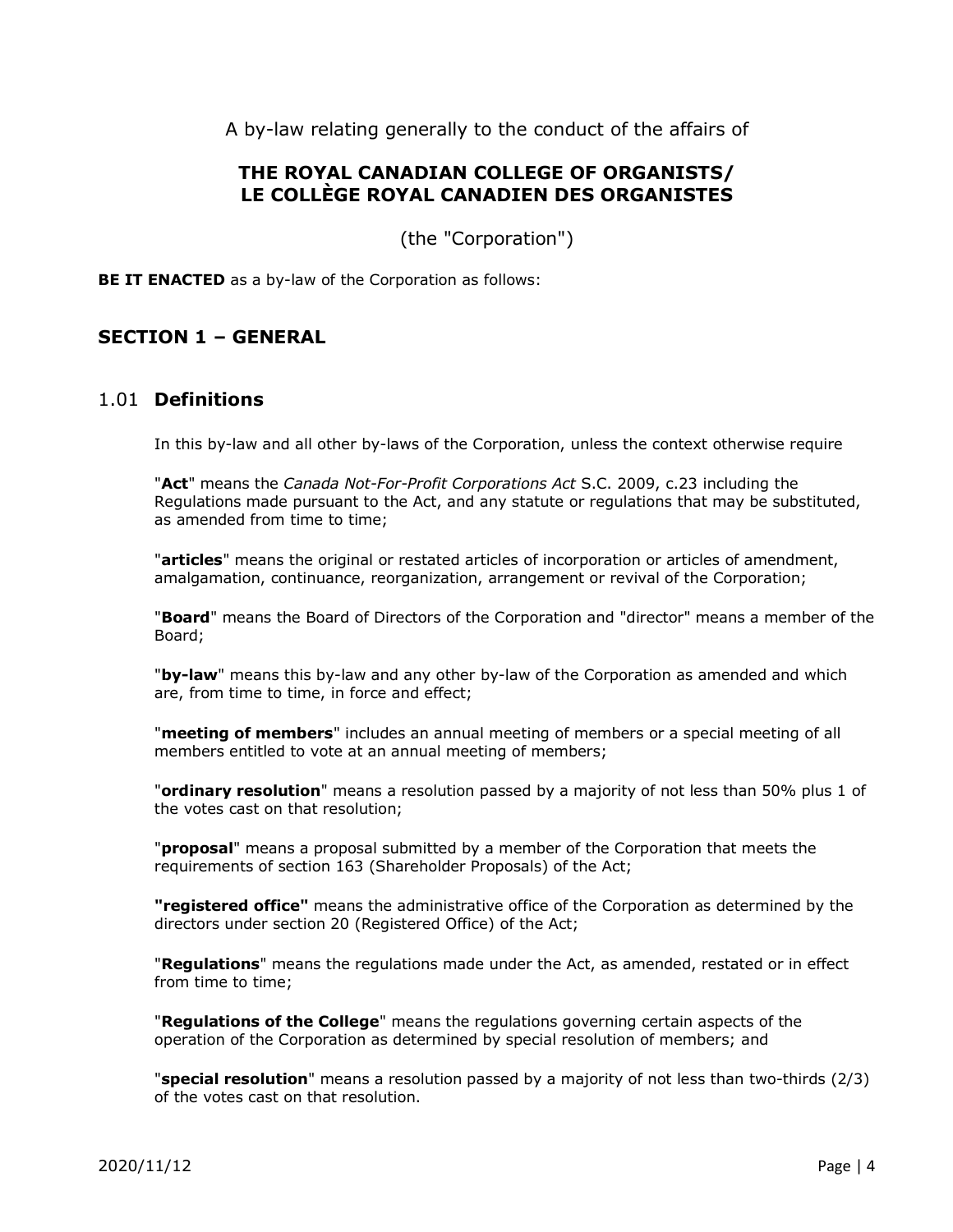A by-law relating generally to the conduct of the affairs of

**THE ROYAL CANADIAN COLLEGE OF ORGANISTS/**
**LE COLLÈGE ROYAL CANADIEN DES ORGANISTES**

(the "Corporation")

**BE IT ENACTED** as a by-law of the Corporation as follows:

## SECTION 1 – GENERAL

### 1.01 Definitions

In this by-law and all other by-laws of the Corporation, unless the context otherwise require

"**Act**" means the *Canada Not-For-Profit Corporations Act* S.C. 2009, c.23 including the Regulations made pursuant to the Act, and any statute or regulations that may be substituted, as amended from time to time;

"**articles**" means the original or restated articles of incorporation or articles of amendment, amalgamation, continuance, reorganization, arrangement or revival of the Corporation;

"**Board**" means the Board of Directors of the Corporation and "director" means a member of the Board;

"**by-law**" means this by-law and any other by-law of the Corporation as amended and which are, from time to time, in force and effect;

"**meeting of members**" includes an annual meeting of members or a special meeting of all members entitled to vote at an annual meeting of members;

"**ordinary resolution**" means a resolution passed by a majority of not less than 50% plus 1 of the votes cast on that resolution;

"**proposal**" means a proposal submitted by a member of the Corporation that meets the requirements of section 163 (Shareholder Proposals) of the Act;

**"registered office"** means the administrative office of the Corporation as determined by the directors under section 20 (Registered Office) of the Act;

"**Regulations**" means the regulations made under the Act, as amended, restated or in effect from time to time;

"**Regulations of the College**" means the regulations governing certain aspects of the operation of the Corporation as determined by special resolution of members; and

"**special resolution**" means a resolution passed by a majority of not less than two-thirds (2/3) of the votes cast on that resolution.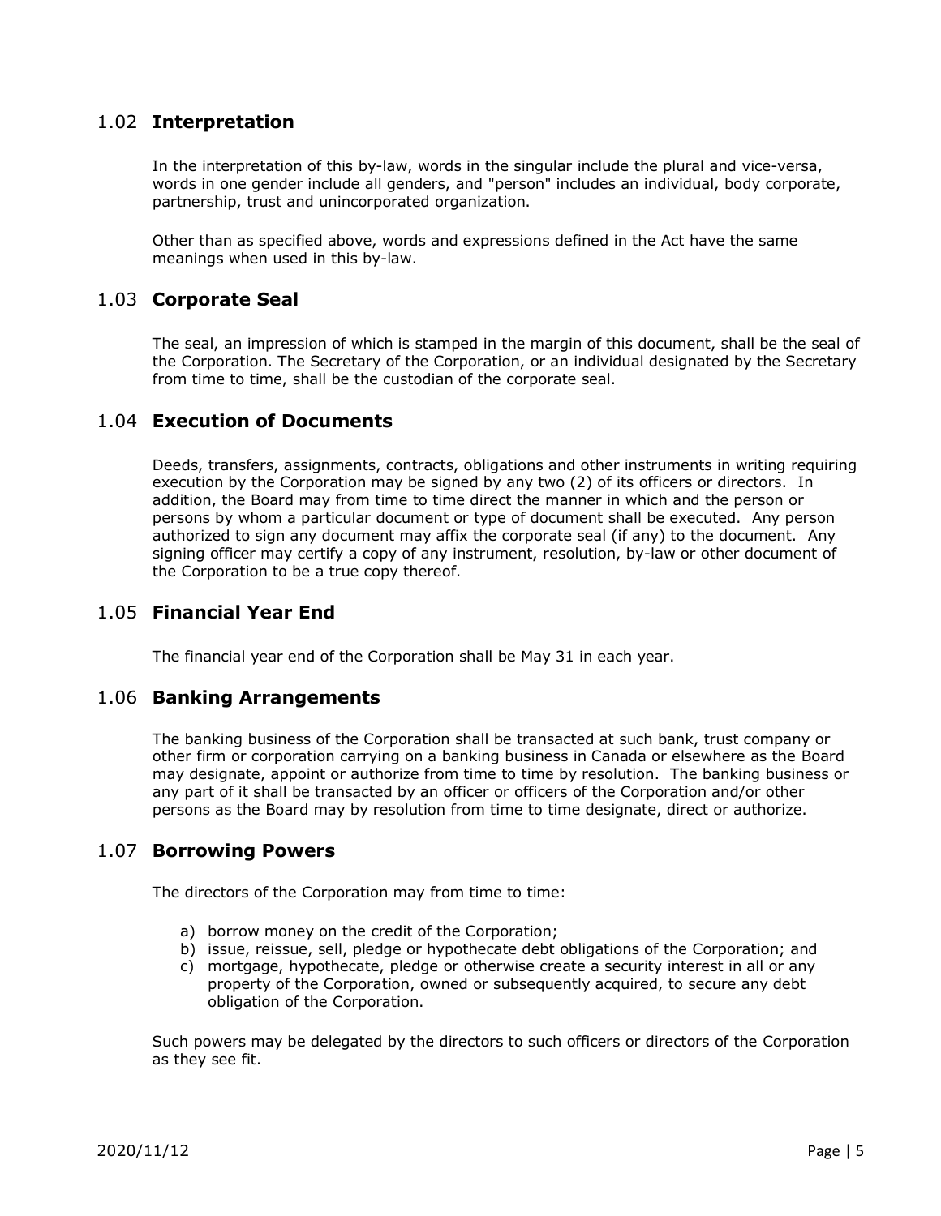## 1.02 **Interpretation**

In the interpretation of this by-law, words in the singular include the plural and vice-versa, words in one gender include all genders, and "person" includes an individual, body corporate, partnership, trust and unincorporated organization.

Other than as specified above, words and expressions defined in the Act have the same meanings when used in this by-law.

## 1.03 **Corporate Seal**

The seal, an impression of which is stamped in the margin of this document, shall be the seal of the Corporation. The Secretary of the Corporation, or an individual designated by the Secretary from time to time, shall be the custodian of the corporate seal.

## 1.04 **Execution of Documents**

Deeds, transfers, assignments, contracts, obligations and other instruments in writing requiring execution by the Corporation may be signed by any two (2) of its officers or directors. In addition, the Board may from time to time direct the manner in which and the person or persons by whom a particular document or type of document shall be executed. Any person authorized to sign any document may affix the corporate seal (if any) to the document. Any signing officer may certify a copy of any instrument, resolution, by-law or other document of the Corporation to be a true copy thereof.

## 1.05 **Financial Year End**

The financial year end of the Corporation shall be May 31 in each year.

## 1.06 **Banking Arrangements**

The banking business of the Corporation shall be transacted at such bank, trust company or other firm or corporation carrying on a banking business in Canada or elsewhere as the Board may designate, appoint or authorize from time to time by resolution. The banking business or any part of it shall be transacted by an officer or officers of the Corporation and/or other persons as the Board may by resolution from time to time designate, direct or authorize.

## 1.07 **Borrowing Powers**

The directors of the Corporation may from time to time:

a) borrow money on the credit of the Corporation;
b) issue, reissue, sell, pledge or hypothecate debt obligations of the Corporation; and
c) mortgage, hypothecate, pledge or otherwise create a security interest in all or any property of the Corporation, owned or subsequently acquired, to secure any debt obligation of the Corporation.

Such powers may be delegated by the directors to such officers or directors of the Corporation as they see fit.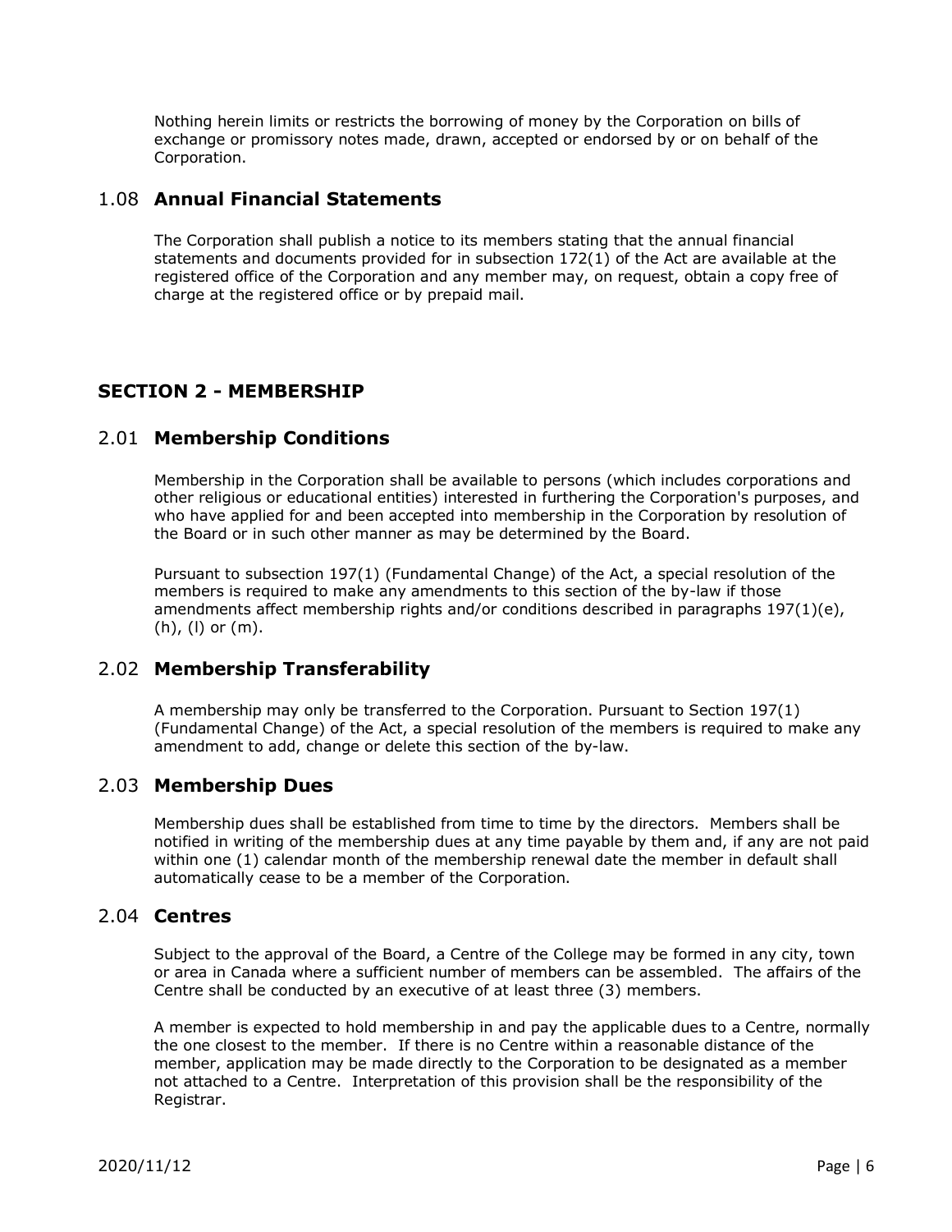Nothing herein limits or restricts the borrowing of money by the Corporation on bills of exchange or promissory notes made, drawn, accepted or endorsed by or on behalf of the Corporation.

### 1.08 **Annual Financial Statements**

The Corporation shall publish a notice to its members stating that the annual financial statements and documents provided for in subsection 172(1) of the Act are available at the registered office of the Corporation and any member may, on request, obtain a copy free of charge at the registered office or by prepaid mail.

## SECTION 2 - MEMBERSHIP

### 2.01 **Membership Conditions**

Membership in the Corporation shall be available to persons (which includes corporations and other religious or educational entities) interested in furthering the Corporation's purposes, and who have applied for and been accepted into membership in the Corporation by resolution of the Board or in such other manner as may be determined by the Board.

Pursuant to subsection 197(1) (Fundamental Change) of the Act, a special resolution of the members is required to make any amendments to this section of the by-law if those amendments affect membership rights and/or conditions described in paragraphs 197(1)(e), (h), (l) or (m).

### 2.02 **Membership Transferability**

A membership may only be transferred to the Corporation. Pursuant to Section 197(1) (Fundamental Change) of the Act, a special resolution of the members is required to make any amendment to add, change or delete this section of the by-law.

### 2.03 **Membership Dues**

Membership dues shall be established from time to time by the directors. Members shall be notified in writing of the membership dues at any time payable by them and, if any are not paid within one (1) calendar month of the membership renewal date the member in default shall automatically cease to be a member of the Corporation.

### 2.04 **Centres**

Subject to the approval of the Board, a Centre of the College may be formed in any city, town or area in Canada where a sufficient number of members can be assembled. The affairs of the Centre shall be conducted by an executive of at least three (3) members.

A member is expected to hold membership in and pay the applicable dues to a Centre, normally the one closest to the member. If there is no Centre within a reasonable distance of the member, application may be made directly to the Corporation to be designated as a member not attached to a Centre. Interpretation of this provision shall be the responsibility of the Registrar.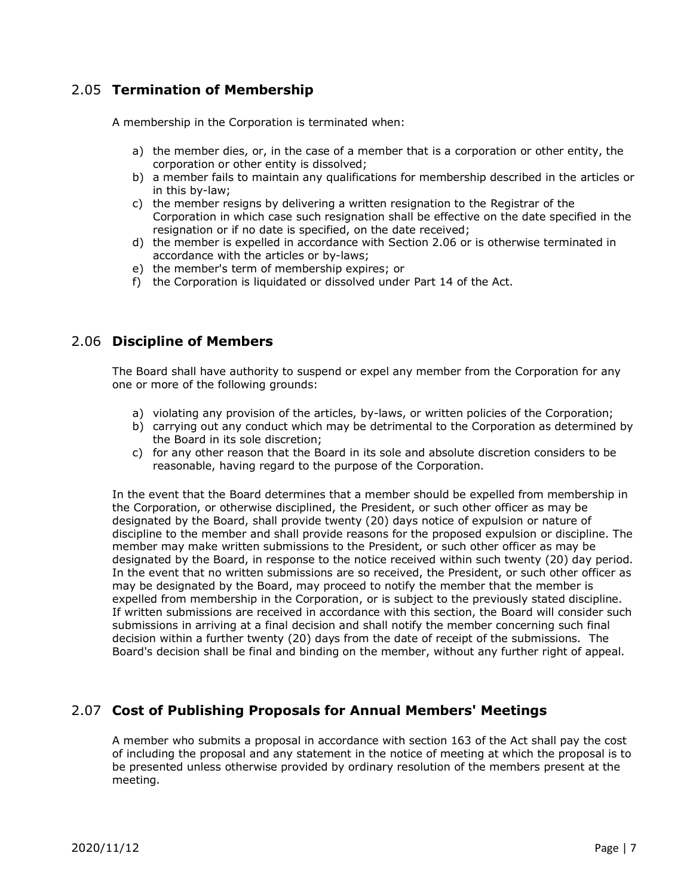## 2.05 **Termination of Membership**

A membership in the Corporation is terminated when:

a) the member dies, or, in the case of a member that is a corporation or other entity, the corporation or other entity is dissolved;
b) a member fails to maintain any qualifications for membership described in the articles or in this by-law;
c) the member resigns by delivering a written resignation to the Registrar of the Corporation in which case such resignation shall be effective on the date specified in the resignation or if no date is specified, on the date received;
d) the member is expelled in accordance with Section 2.06 or is otherwise terminated in accordance with the articles or by-laws;
e) the member's term of membership expires; or
f) the Corporation is liquidated or dissolved under Part 14 of the Act.

## 2.06 **Discipline of Members**

The Board shall have authority to suspend or expel any member from the Corporation for any one or more of the following grounds:

a) violating any provision of the articles, by-laws, or written policies of the Corporation;
b) carrying out any conduct which may be detrimental to the Corporation as determined by the Board in its sole discretion;
c) for any other reason that the Board in its sole and absolute discretion considers to be reasonable, having regard to the purpose of the Corporation.

In the event that the Board determines that a member should be expelled from membership in the Corporation, or otherwise disciplined, the President, or such other officer as may be designated by the Board, shall provide twenty (20) days notice of expulsion or nature of discipline to the member and shall provide reasons for the proposed expulsion or discipline. The member may make written submissions to the President, or such other officer as may be designated by the Board, in response to the notice received within such twenty (20) day period. In the event that no written submissions are so received, the President, or such other officer as may be designated by the Board, may proceed to notify the member that the member is expelled from membership in the Corporation, or is subject to the previously stated discipline. If written submissions are received in accordance with this section, the Board will consider such submissions in arriving at a final decision and shall notify the member concerning such final decision within a further twenty (20) days from the date of receipt of the submissions. The Board's decision shall be final and binding on the member, without any further right of appeal.

## 2.07 **Cost of Publishing Proposals for Annual Members' Meetings**

A member who submits a proposal in accordance with section 163 of the Act shall pay the cost of including the proposal and any statement in the notice of meeting at which the proposal is to be presented unless otherwise provided by ordinary resolution of the members present at the meeting.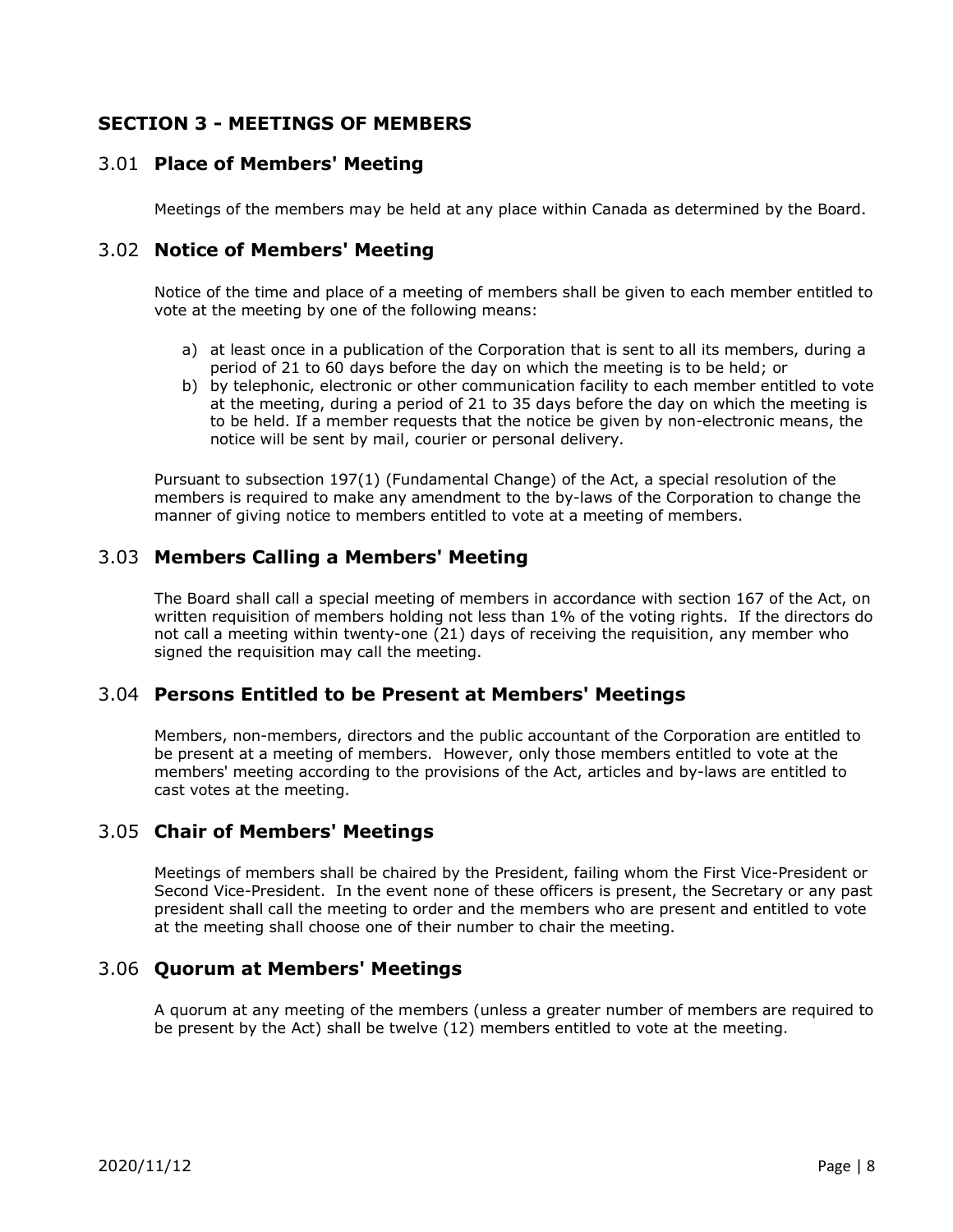## SECTION 3 - MEETINGS OF MEMBERS

### 3.01 **Place of Members' Meeting**

Meetings of the members may be held at any place within Canada as determined by the Board.

### 3.02 **Notice of Members' Meeting**

Notice of the time and place of a meeting of members shall be given to each member entitled to vote at the meeting by one of the following means:

a) at least once in a publication of the Corporation that is sent to all its members, during a period of 21 to 60 days before the day on which the meeting is to be held; or
b) by telephonic, electronic or other communication facility to each member entitled to vote at the meeting, during a period of 21 to 35 days before the day on which the meeting is to be held. If a member requests that the notice be given by non-electronic means, the notice will be sent by mail, courier or personal delivery.

Pursuant to subsection 197(1) (Fundamental Change) of the Act, a special resolution of the members is required to make any amendment to the by-laws of the Corporation to change the manner of giving notice to members entitled to vote at a meeting of members.

### 3.03 **Members Calling a Members' Meeting**

The Board shall call a special meeting of members in accordance with section 167 of the Act, on written requisition of members holding not less than 1% of the voting rights. If the directors do not call a meeting within twenty-one (21) days of receiving the requisition, any member who signed the requisition may call the meeting.

### 3.04 **Persons Entitled to be Present at Members' Meetings**

Members, non-members, directors and the public accountant of the Corporation are entitled to be present at a meeting of members. However, only those members entitled to vote at the members' meeting according to the provisions of the Act, articles and by-laws are entitled to cast votes at the meeting.

### 3.05 **Chair of Members' Meetings**

Meetings of members shall be chaired by the President, failing whom the First Vice-President or Second Vice-President. In the event none of these officers is present, the Secretary or any past president shall call the meeting to order and the members who are present and entitled to vote at the meeting shall choose one of their number to chair the meeting.

### 3.06 **Quorum at Members' Meetings**

A quorum at any meeting of the members (unless a greater number of members are required to be present by the Act) shall be twelve (12) members entitled to vote at the meeting.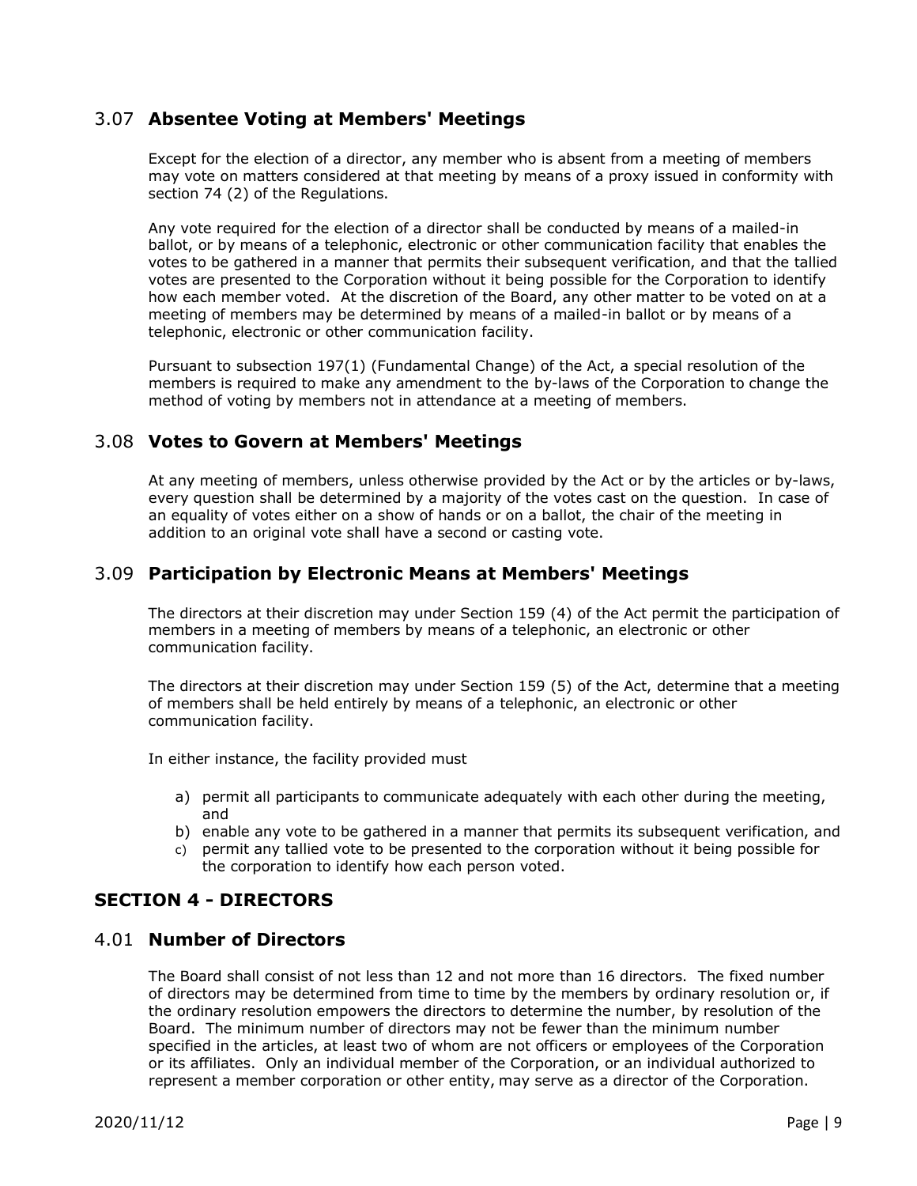### 3.07 **Absentee Voting at Members' Meetings**

Except for the election of a director, any member who is absent from a meeting of members may vote on matters considered at that meeting by means of a proxy issued in conformity with section 74 (2) of the Regulations.

Any vote required for the election of a director shall be conducted by means of a mailed-in ballot, or by means of a telephonic, electronic or other communication facility that enables the votes to be gathered in a manner that permits their subsequent verification, and that the tallied votes are presented to the Corporation without it being possible for the Corporation to identify how each member voted. At the discretion of the Board, any other matter to be voted on at a meeting of members may be determined by means of a mailed-in ballot or by means of a telephonic, electronic or other communication facility.

Pursuant to subsection 197(1) (Fundamental Change) of the Act, a special resolution of the members is required to make any amendment to the by-laws of the Corporation to change the method of voting by members not in attendance at a meeting of members.

### 3.08 **Votes to Govern at Members' Meetings**

At any meeting of members, unless otherwise provided by the Act or by the articles or by-laws, every question shall be determined by a majority of the votes cast on the question. In case of an equality of votes either on a show of hands or on a ballot, the chair of the meeting in addition to an original vote shall have a second or casting vote.

### 3.09 **Participation by Electronic Means at Members' Meetings**

The directors at their discretion may under Section 159 (4) of the Act permit the participation of members in a meeting of members by means of a telephonic, an electronic or other communication facility.

The directors at their discretion may under Section 159 (5) of the Act, determine that a meeting of members shall be held entirely by means of a telephonic, an electronic or other communication facility.

In either instance, the facility provided must

a) permit all participants to communicate adequately with each other during the meeting, and
b) enable any vote to be gathered in a manner that permits its subsequent verification, and
c) permit any tallied vote to be presented to the corporation without it being possible for the corporation to identify how each person voted.

## **SECTION 4 - DIRECTORS**

### 4.01 **Number of Directors**

The Board shall consist of not less than 12 and not more than 16 directors. The fixed number of directors may be determined from time to time by the members by ordinary resolution or, if the ordinary resolution empowers the directors to determine the number, by resolution of the Board. The minimum number of directors may not be fewer than the minimum number specified in the articles, at least two of whom are not officers or employees of the Corporation or its affiliates. Only an individual member of the Corporation, or an individual authorized to represent a member corporation or other entity, may serve as a director of the Corporation.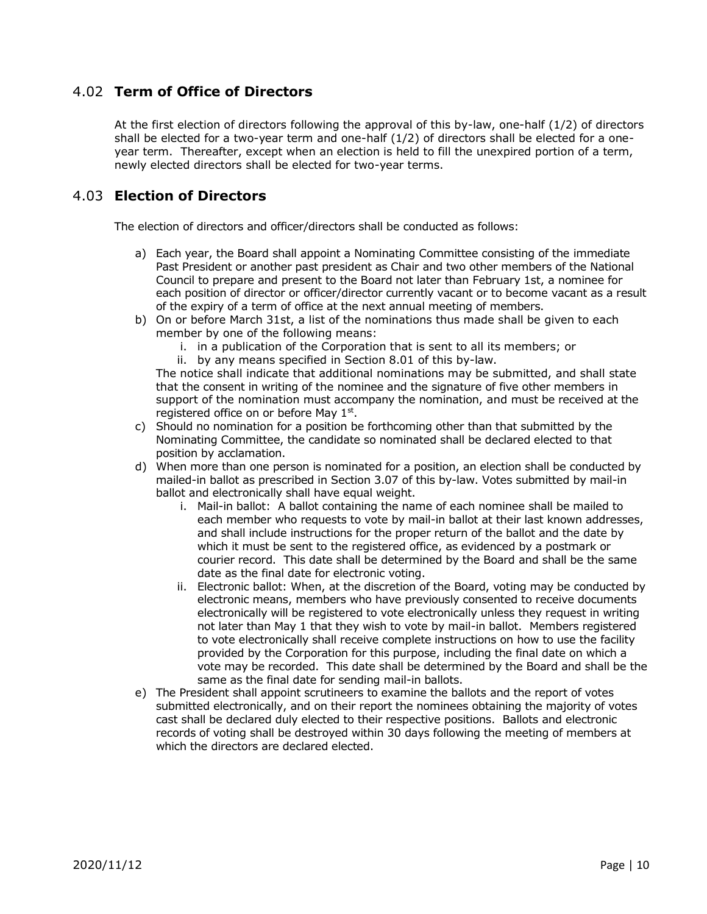## 4.02 **Term of Office of Directors**

At the first election of directors following the approval of this by-law, one-half (1/2) of directors shall be elected for a two-year term and one-half (1/2) of directors shall be elected for a one-year term. Thereafter, except when an election is held to fill the unexpired portion of a term, newly elected directors shall be elected for two-year terms.

## 4.03 **Election of Directors**

The election of directors and officer/directors shall be conducted as follows:

a) Each year, the Board shall appoint a Nominating Committee consisting of the immediate Past President or another past president as Chair and two other members of the National Council to prepare and present to the Board not later than February 1st, a nominee for each position of director or officer/director currently vacant or to become vacant as a result of the expiry of a term of office at the next annual meeting of members.
b) On or before March 31st, a list of the nominations thus made shall be given to each member by one of the following means:
   i. in a publication of the Corporation that is sent to all its members; or
   ii. by any means specified in Section 8.01 of this by-law.

   The notice shall indicate that additional nominations may be submitted, and shall state that the consent in writing of the nominee and the signature of five other members in support of the nomination must accompany the nomination, and must be received at the registered office on or before May 1st.
c) Should no nomination for a position be forthcoming other than that submitted by the Nominating Committee, the candidate so nominated shall be declared elected to that position by acclamation.
d) When more than one person is nominated for a position, an election shall be conducted by mailed-in ballot as prescribed in Section 3.07 of this by-law. Votes submitted by mail-in ballot and electronically shall have equal weight.
   i. Mail-in ballot: A ballot containing the name of each nominee shall be mailed to each member who requests to vote by mail-in ballot at their last known addresses, and shall include instructions for the proper return of the ballot and the date by which it must be sent to the registered office, as evidenced by a postmark or courier record. This date shall be determined by the Board and shall be the same date as the final date for electronic voting.
   ii. Electronic ballot: When, at the discretion of the Board, voting may be conducted by electronic means, members who have previously consented to receive documents electronically will be registered to vote electronically unless they request in writing not later than May 1 that they wish to vote by mail-in ballot. Members registered to vote electronically shall receive complete instructions on how to use the facility provided by the Corporation for this purpose, including the final date on which a vote may be recorded. This date shall be determined by the Board and shall be the same as the final date for sending mail-in ballots.
e) The President shall appoint scrutineers to examine the ballots and the report of votes submitted electronically, and on their report the nominees obtaining the majority of votes cast shall be declared duly elected to their respective positions. Ballots and electronic records of voting shall be destroyed within 30 days following the meeting of members at which the directors are declared elected.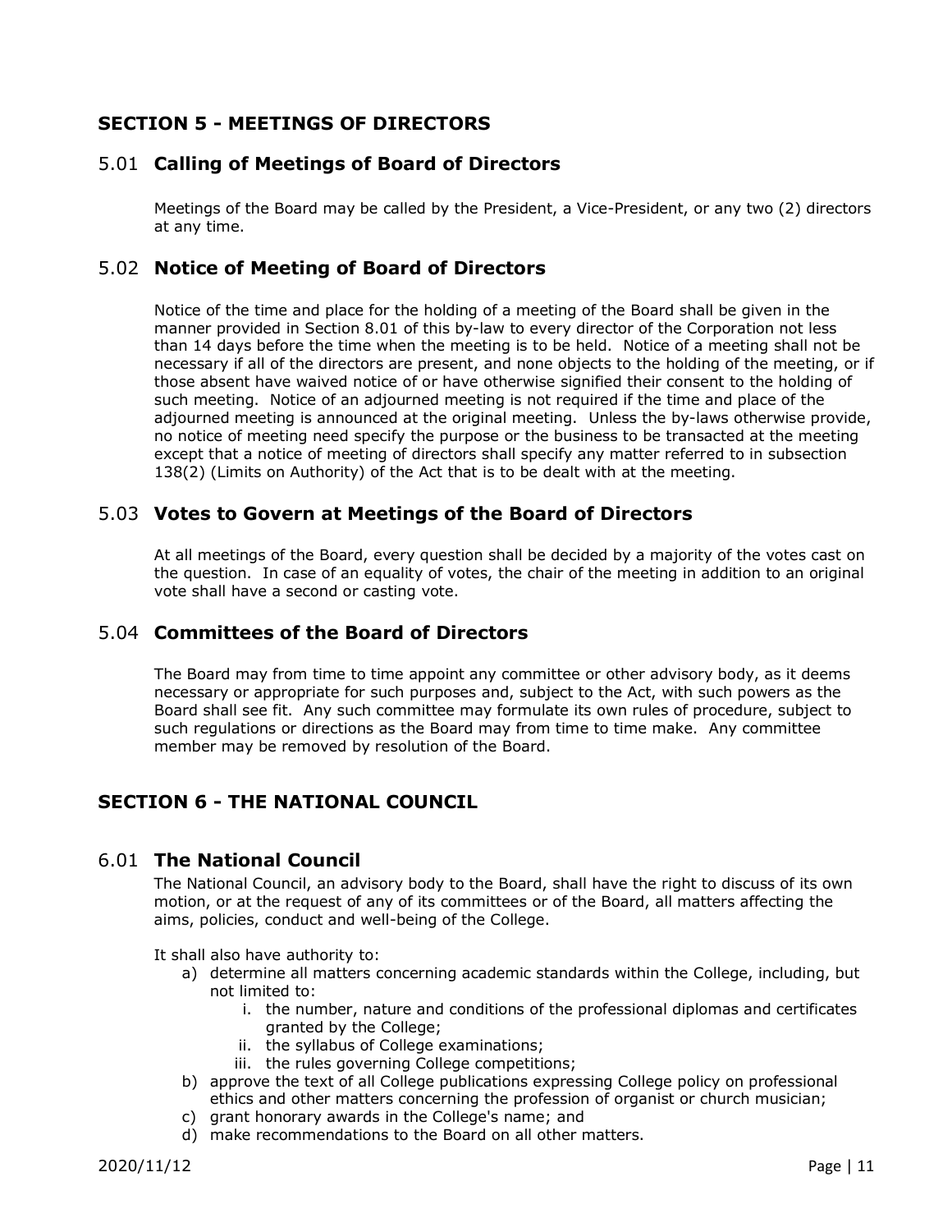## SECTION 5 - MEETINGS OF DIRECTORS

### 5.01 Calling of Meetings of Board of Directors

Meetings of the Board may be called by the President, a Vice-President, or any two (2) directors at any time.

### 5.02 Notice of Meeting of Board of Directors

Notice of the time and place for the holding of a meeting of the Board shall be given in the manner provided in Section 8.01 of this by-law to every director of the Corporation not less than 14 days before the time when the meeting is to be held. Notice of a meeting shall not be necessary if all of the directors are present, and none objects to the holding of the meeting, or if those absent have waived notice of or have otherwise signified their consent to the holding of such meeting. Notice of an adjourned meeting is not required if the time and place of the adjourned meeting is announced at the original meeting. Unless the by-laws otherwise provide, no notice of meeting need specify the purpose or the business to be transacted at the meeting except that a notice of meeting of directors shall specify any matter referred to in subsection 138(2) (Limits on Authority) of the Act that is to be dealt with at the meeting.

### 5.03 Votes to Govern at Meetings of the Board of Directors

At all meetings of the Board, every question shall be decided by a majority of the votes cast on the question. In case of an equality of votes, the chair of the meeting in addition to an original vote shall have a second or casting vote.

### 5.04 Committees of the Board of Directors

The Board may from time to time appoint any committee or other advisory body, as it deems necessary or appropriate for such purposes and, subject to the Act, with such powers as the Board shall see fit. Any such committee may formulate its own rules of procedure, subject to such regulations or directions as the Board may from time to time make. Any committee member may be removed by resolution of the Board.

## SECTION 6 - THE NATIONAL COUNCIL

### 6.01 The National Council

The National Council, an advisory body to the Board, shall have the right to discuss of its own motion, or at the request of any of its committees or of the Board, all matters affecting the aims, policies, conduct and well-being of the College.

It shall also have authority to:

a) determine all matters concerning academic standards within the College, including, but not limited to:
   i. the number, nature and conditions of the professional diplomas and certificates granted by the College;
   ii. the syllabus of College examinations;
   iii. the rules governing College competitions;
b) approve the text of all College publications expressing College policy on professional ethics and other matters concerning the profession of organist or church musician;
c) grant honorary awards in the College's name; and
d) make recommendations to the Board on all other matters.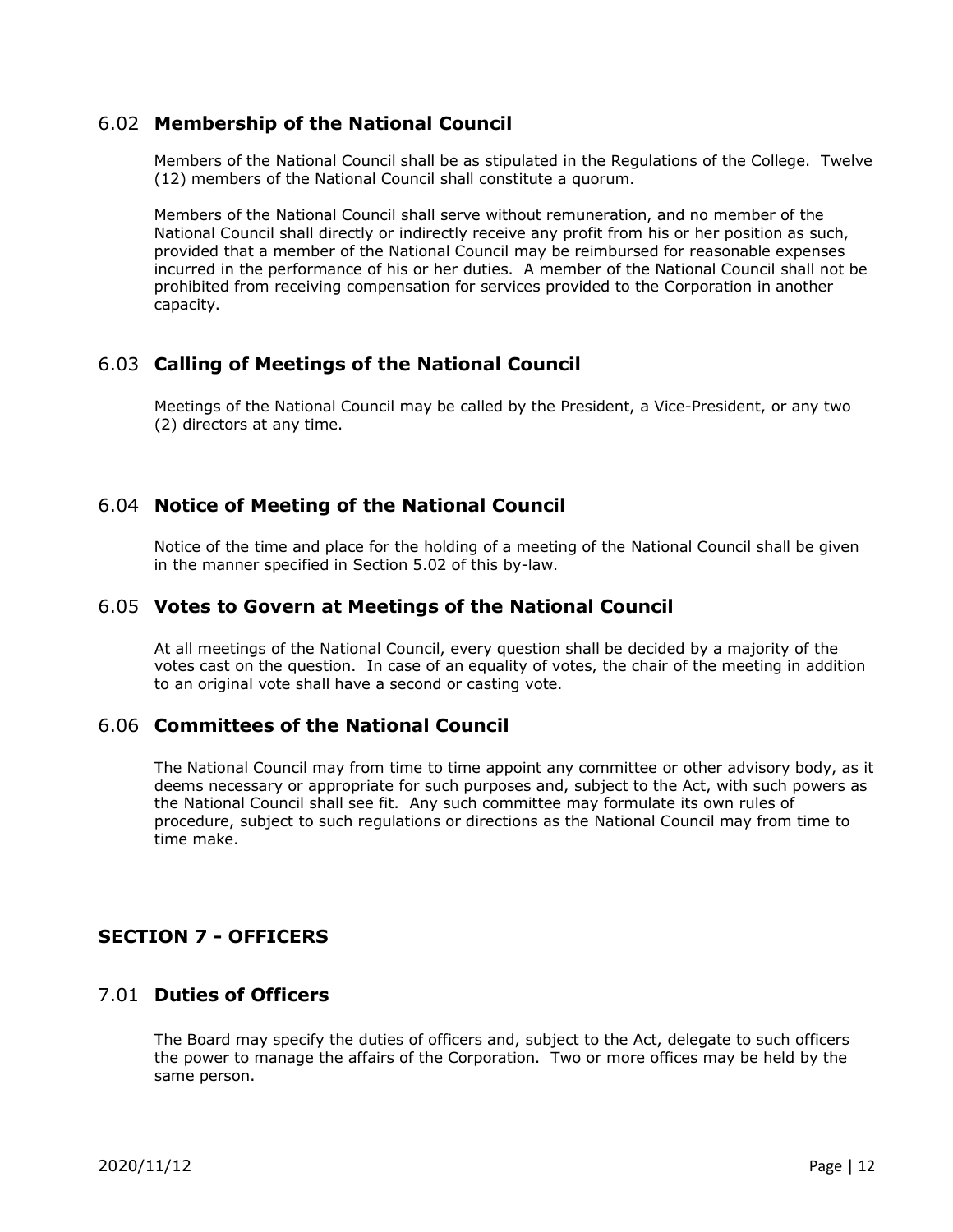### 6.02 **Membership of the National Council**

Members of the National Council shall be as stipulated in the Regulations of the College. Twelve (12) members of the National Council shall constitute a quorum.

Members of the National Council shall serve without remuneration, and no member of the National Council shall directly or indirectly receive any profit from his or her position as such, provided that a member of the National Council may be reimbursed for reasonable expenses incurred in the performance of his or her duties. A member of the National Council shall not be prohibited from receiving compensation for services provided to the Corporation in another capacity.

### 6.03 **Calling of Meetings of the National Council**

Meetings of the National Council may be called by the President, a Vice-President, or any two (2) directors at any time.

### 6.04 **Notice of Meeting of the National Council**

Notice of the time and place for the holding of a meeting of the National Council shall be given in the manner specified in Section 5.02 of this by-law.

### 6.05 **Votes to Govern at Meetings of the National Council**

At all meetings of the National Council, every question shall be decided by a majority of the votes cast on the question. In case of an equality of votes, the chair of the meeting in addition to an original vote shall have a second or casting vote.

### 6.06 **Committees of the National Council**

The National Council may from time to time appoint any committee or other advisory body, as it deems necessary or appropriate for such purposes and, subject to the Act, with such powers as the National Council shall see fit. Any such committee may formulate its own rules of procedure, subject to such regulations or directions as the National Council may from time to time make.

## **SECTION 7 - OFFICERS**

### 7.01 **Duties of Officers**

The Board may specify the duties of officers and, subject to the Act, delegate to such officers the power to manage the affairs of the Corporation. Two or more offices may be held by the same person.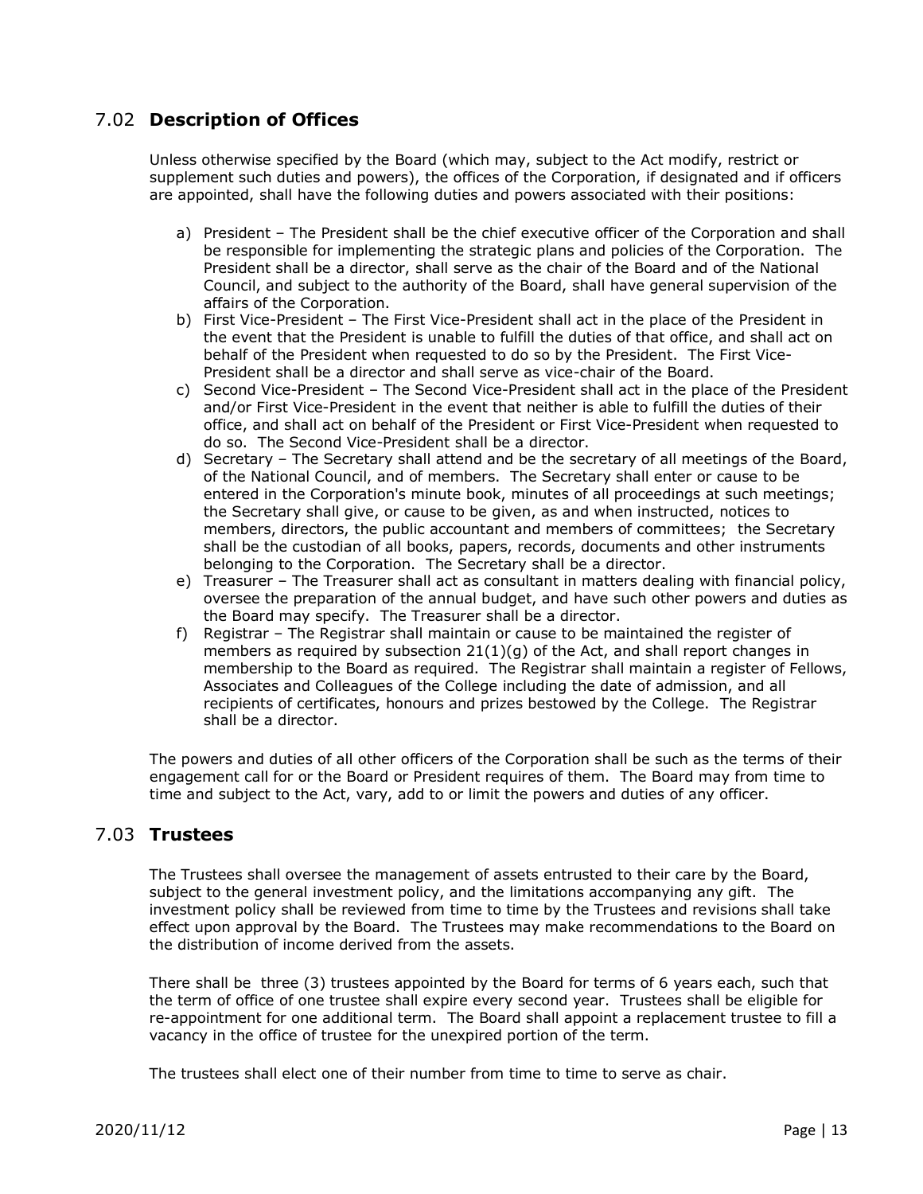## 7.02 **Description of Offices**

Unless otherwise specified by the Board (which may, subject to the Act modify, restrict or supplement such duties and powers), the offices of the Corporation, if designated and if officers are appointed, shall have the following duties and powers associated with their positions:

a) President – The President shall be the chief executive officer of the Corporation and shall be responsible for implementing the strategic plans and policies of the Corporation. The President shall be a director, shall serve as the chair of the Board and of the National Council, and subject to the authority of the Board, shall have general supervision of the affairs of the Corporation.
b) First Vice-President – The First Vice-President shall act in the place of the President in the event that the President is unable to fulfill the duties of that office, and shall act on behalf of the President when requested to do so by the President. The First Vice-President shall be a director and shall serve as vice-chair of the Board.
c) Second Vice-President – The Second Vice-President shall act in the place of the President and/or First Vice-President in the event that neither is able to fulfill the duties of their office, and shall act on behalf of the President or First Vice-President when requested to do so. The Second Vice-President shall be a director.
d) Secretary – The Secretary shall attend and be the secretary of all meetings of the Board, of the National Council, and of members. The Secretary shall enter or cause to be entered in the Corporation's minute book, minutes of all proceedings at such meetings; the Secretary shall give, or cause to be given, as and when instructed, notices to members, directors, the public accountant and members of committees; the Secretary shall be the custodian of all books, papers, records, documents and other instruments belonging to the Corporation. The Secretary shall be a director.
e) Treasurer – The Treasurer shall act as consultant in matters dealing with financial policy, oversee the preparation of the annual budget, and have such other powers and duties as the Board may specify. The Treasurer shall be a director.
f) Registrar – The Registrar shall maintain or cause to be maintained the register of members as required by subsection 21(1)(g) of the Act, and shall report changes in membership to the Board as required. The Registrar shall maintain a register of Fellows, Associates and Colleagues of the College including the date of admission, and all recipients of certificates, honours and prizes bestowed by the College. The Registrar shall be a director.

The powers and duties of all other officers of the Corporation shall be such as the terms of their engagement call for or the Board or President requires of them. The Board may from time to time and subject to the Act, vary, add to or limit the powers and duties of any officer.

## 7.03 **Trustees**

The Trustees shall oversee the management of assets entrusted to their care by the Board, subject to the general investment policy, and the limitations accompanying any gift. The investment policy shall be reviewed from time to time by the Trustees and revisions shall take effect upon approval by the Board. The Trustees may make recommendations to the Board on the distribution of income derived from the assets.

There shall be three (3) trustees appointed by the Board for terms of 6 years each, such that the term of office of one trustee shall expire every second year. Trustees shall be eligible for re-appointment for one additional term. The Board shall appoint a replacement trustee to fill a vacancy in the office of trustee for the unexpired portion of the term.

The trustees shall elect one of their number from time to time to serve as chair.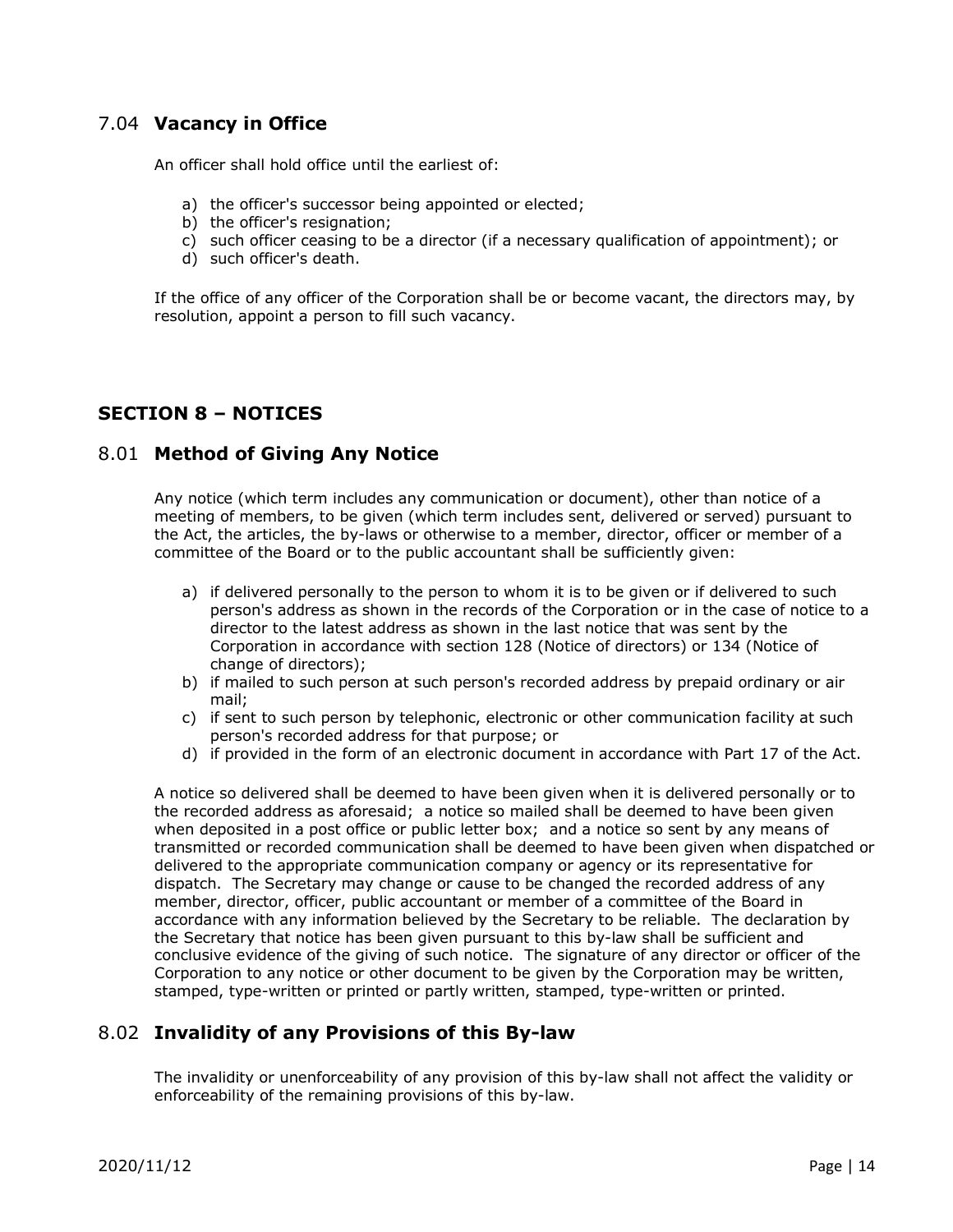### 7.04 **Vacancy in Office**

An officer shall hold office until the earliest of:

a) the officer's successor being appointed or elected;
b) the officer's resignation;
c) such officer ceasing to be a director (if a necessary qualification of appointment); or
d) such officer's death.

If the office of any officer of the Corporation shall be or become vacant, the directors may, by resolution, appoint a person to fill such vacancy.

## SECTION 8 – NOTICES

### 8.01 **Method of Giving Any Notice**

Any notice (which term includes any communication or document), other than notice of a meeting of members, to be given (which term includes sent, delivered or served) pursuant to the Act, the articles, the by-laws or otherwise to a member, director, officer or member of a committee of the Board or to the public accountant shall be sufficiently given:

a) if delivered personally to the person to whom it is to be given or if delivered to such person's address as shown in the records of the Corporation or in the case of notice to a director to the latest address as shown in the last notice that was sent by the Corporation in accordance with section 128 (Notice of directors) or 134 (Notice of change of directors);
b) if mailed to such person at such person's recorded address by prepaid ordinary or air mail;
c) if sent to such person by telephonic, electronic or other communication facility at such person's recorded address for that purpose; or
d) if provided in the form of an electronic document in accordance with Part 17 of the Act.

A notice so delivered shall be deemed to have been given when it is delivered personally or to the recorded address as aforesaid; a notice so mailed shall be deemed to have been given when deposited in a post office or public letter box; and a notice so sent by any means of transmitted or recorded communication shall be deemed to have been given when dispatched or delivered to the appropriate communication company or agency or its representative for dispatch. The Secretary may change or cause to be changed the recorded address of any member, director, officer, public accountant or member of a committee of the Board in accordance with any information believed by the Secretary to be reliable. The declaration by the Secretary that notice has been given pursuant to this by-law shall be sufficient and conclusive evidence of the giving of such notice. The signature of any director or officer of the Corporation to any notice or other document to be given by the Corporation may be written, stamped, type-written or printed or partly written, stamped, type-written or printed.

### 8.02 **Invalidity of any Provisions of this By-law**

The invalidity or unenforceability of any provision of this by-law shall not affect the validity or enforceability of the remaining provisions of this by-law.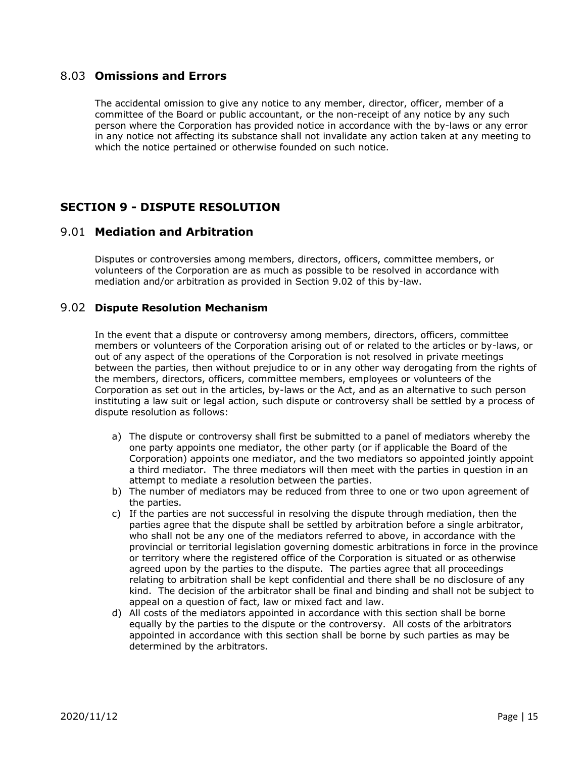### 8.03 **Omissions and Errors**

The accidental omission to give any notice to any member, director, officer, member of a committee of the Board or public accountant, or the non-receipt of any notice by any such person where the Corporation has provided notice in accordance with the by-laws or any error in any notice not affecting its substance shall not invalidate any action taken at any meeting to which the notice pertained or otherwise founded on such notice.

## SECTION 9 - DISPUTE RESOLUTION

### 9.01 **Mediation and Arbitration**

Disputes or controversies among members, directors, officers, committee members, or volunteers of the Corporation are as much as possible to be resolved in accordance with mediation and/or arbitration as provided in Section 9.02 of this by-law.

### 9.02 **Dispute Resolution Mechanism**

In the event that a dispute or controversy among members, directors, officers, committee members or volunteers of the Corporation arising out of or related to the articles or by-laws, or out of any aspect of the operations of the Corporation is not resolved in private meetings between the parties, then without prejudice to or in any other way derogating from the rights of the members, directors, officers, committee members, employees or volunteers of the Corporation as set out in the articles, by-laws or the Act, and as an alternative to such person instituting a law suit or legal action, such dispute or controversy shall be settled by a process of dispute resolution as follows:

a) The dispute or controversy shall first be submitted to a panel of mediators whereby the one party appoints one mediator, the other party (or if applicable the Board of the Corporation) appoints one mediator, and the two mediators so appointed jointly appoint a third mediator. The three mediators will then meet with the parties in question in an attempt to mediate a resolution between the parties.
b) The number of mediators may be reduced from three to one or two upon agreement of the parties.
c) If the parties are not successful in resolving the dispute through mediation, then the parties agree that the dispute shall be settled by arbitration before a single arbitrator, who shall not be any one of the mediators referred to above, in accordance with the provincial or territorial legislation governing domestic arbitrations in force in the province or territory where the registered office of the Corporation is situated or as otherwise agreed upon by the parties to the dispute. The parties agree that all proceedings relating to arbitration shall be kept confidential and there shall be no disclosure of any kind. The decision of the arbitrator shall be final and binding and shall not be subject to appeal on a question of fact, law or mixed fact and law.
d) All costs of the mediators appointed in accordance with this section shall be borne equally by the parties to the dispute or the controversy. All costs of the arbitrators appointed in accordance with this section shall be borne by such parties as may be determined by the arbitrators.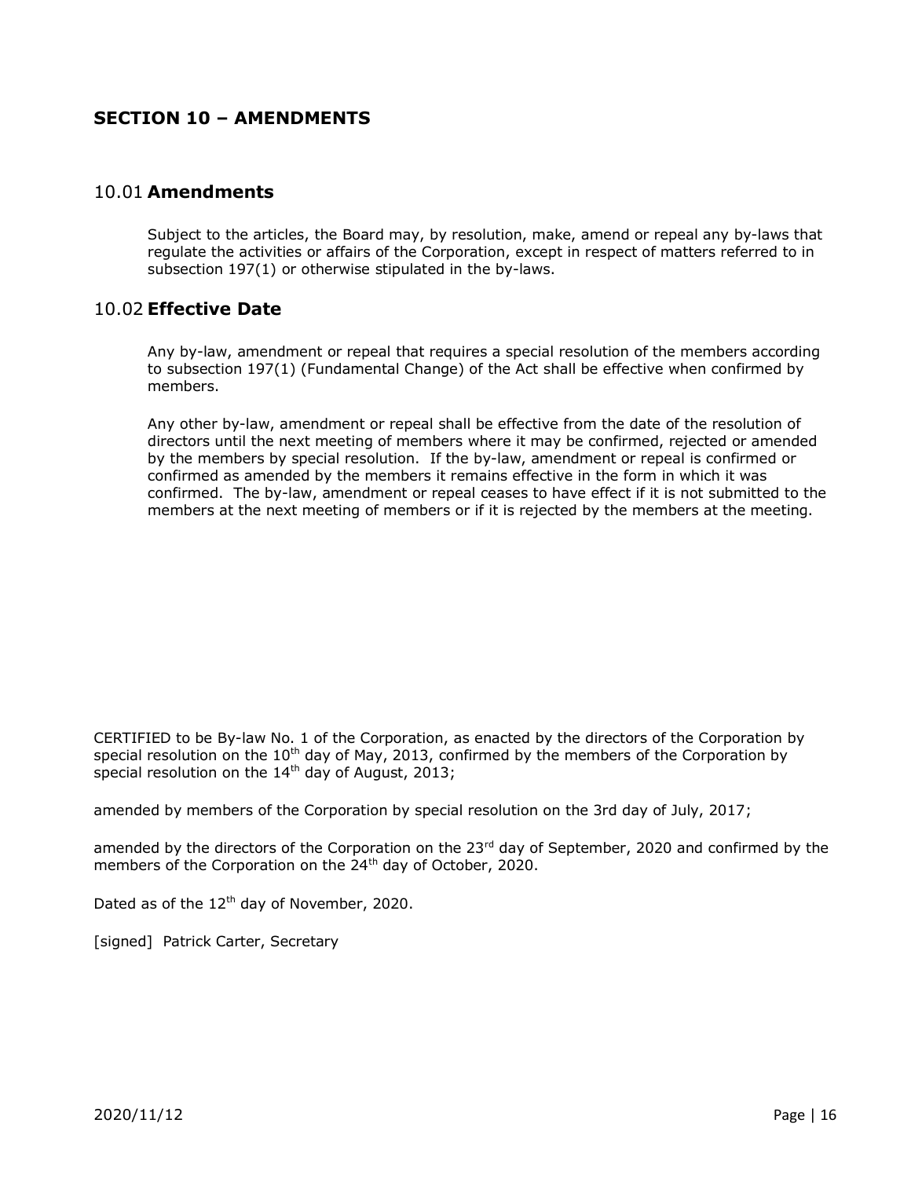## SECTION 10 – AMENDMENTS

### 10.01 Amendments

Subject to the articles, the Board may, by resolution, make, amend or repeal any by-laws that regulate the activities or affairs of the Corporation, except in respect of matters referred to in subsection 197(1) or otherwise stipulated in the by-laws.

### 10.02 Effective Date

Any by-law, amendment or repeal that requires a special resolution of the members according to subsection 197(1) (Fundamental Change) of the Act shall be effective when confirmed by members.

Any other by-law, amendment or repeal shall be effective from the date of the resolution of directors until the next meeting of members where it may be confirmed, rejected or amended by the members by special resolution. If the by-law, amendment or repeal is confirmed or confirmed as amended by the members it remains effective in the form in which it was confirmed. The by-law, amendment or repeal ceases to have effect if it is not submitted to the members at the next meeting of members or if it is rejected by the members at the meeting.

CERTIFIED to be By-law No. 1 of the Corporation, as enacted by the directors of the Corporation by special resolution on the 10th day of May, 2013, confirmed by the members of the Corporation by special resolution on the 14th day of August, 2013;

amended by members of the Corporation by special resolution on the 3rd day of July, 2017;

amended by the directors of the Corporation on the 23rd day of September, 2020 and confirmed by the members of the Corporation on the 24th day of October, 2020.

Dated as of the 12th day of November, 2020.

[signed] Patrick Carter, Secretary